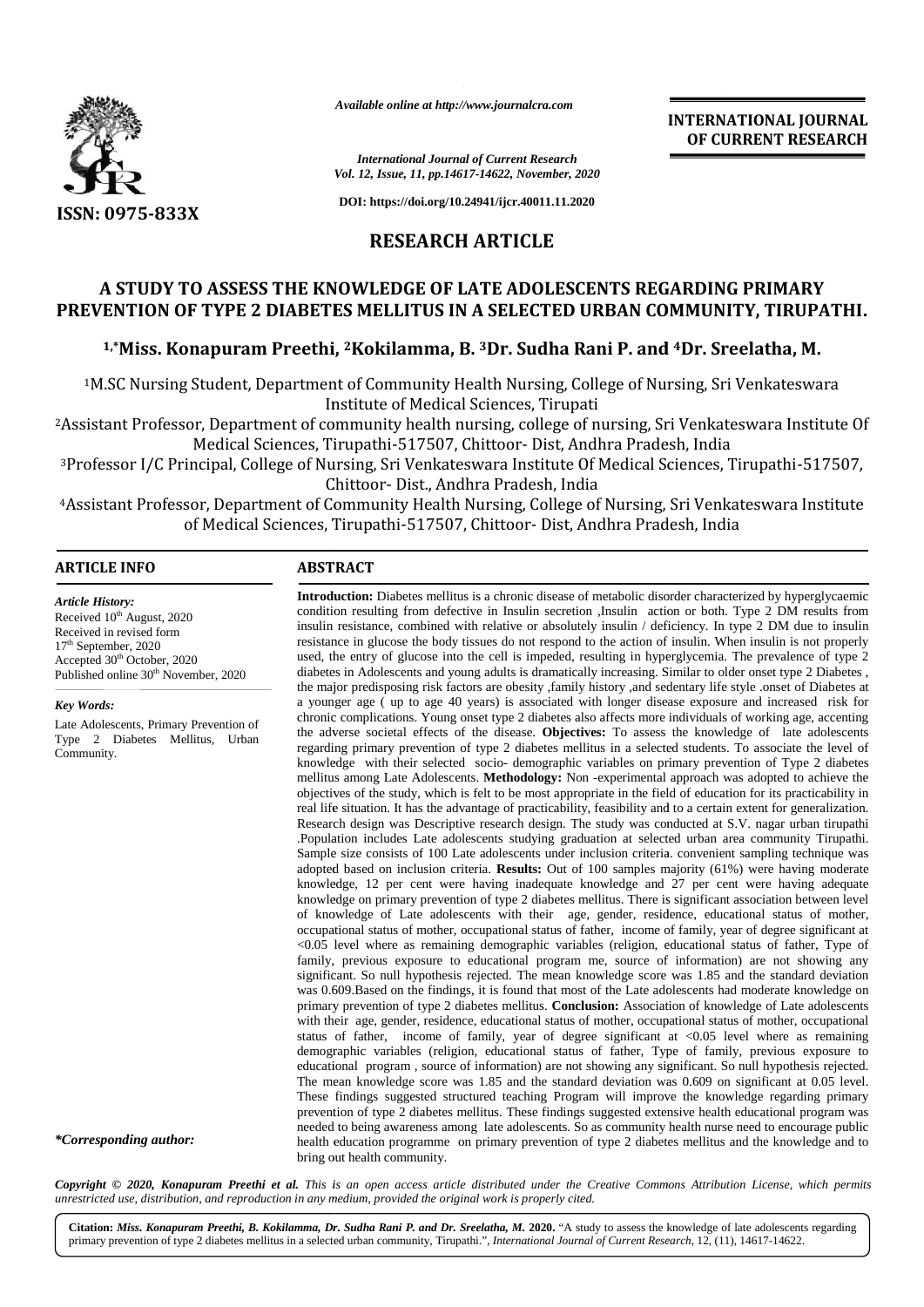*Available online at http://www.journalcra.com*

*International Journal of Current Research*
*Vol. 12, Issue, 11, pp.14617-14622, November, 2020*

**DOI: https://doi.org/10.24941/ijcr.40011.11.2020**

**ISSN: 0975-833X**

**INTERNATIONAL JOURNAL OF CURRENT RESEARCH**

## RESEARCH ARTICLE

# A STUDY TO ASSESS THE KNOWLEDGE OF LATE ADOLESCENTS REGARDING PRIMARY PREVENTION OF TYPE 2 DIABETES MELLITUS IN A SELECTED URBAN COMMUNITY, TIRUPATHI.

### [1,*]Miss. Konapuram Preethi, [2]Kokilamma, B. [3]Dr. Sudha Rani P. and [4]Dr. Sreelatha, M.

[1]M.SC Nursing Student, Department of Community Health Nursing, College of Nursing, Sri Venkateswara Institute of Medical Sciences, Tirupati

[2]Assistant Professor, Department of community health nursing, college of nursing, Sri Venkateswara Institute Of Medical Sciences, Tirupathi-517507, Chittoor- Dist, Andhra Pradesh, India

[3]Professor I/C Principal, College of Nursing, Sri Venkateswara Institute Of Medical Sciences, Tirupathi-517507, Chittoor- Dist., Andhra Pradesh, India

[4]Assistant Professor, Department of Community Health Nursing, College of Nursing, Sri Venkateswara Institute of Medical Sciences, Tirupathi-517507, Chittoor- Dist, Andhra Pradesh, India

## ARTICLE INFO

***Article History:***

Received 10th August, 2020
Received in revised form
17th September, 2020
Accepted 30th October, 2020
Published online 30th November, 2020

***Key Words:***

Late Adolescents, Primary Prevention of Type 2 Diabetes Mellitus, Urban Community.

**\*Corresponding author:**

## ABSTRACT

**Introduction:** Diabetes mellitus is a chronic disease of metabolic disorder characterized by hyperglycaemic condition resulting from defective in Insulin secretion ,Insulin action or both. Type 2 DM results from insulin resistance, combined with relative or absolutely insulin / deficiency. In type 2 DM due to insulin resistance in glucose the body tissues do not respond to the action of insulin. When insulin is not properly used, the entry of glucose into the cell is impeded, resulting in hyperglycemia. The prevalence of type 2 diabetes in Adolescents and young adults is dramatically increasing. Similar to older onset type 2 Diabetes , the major predisposing risk factors are obesity ,family history ,and sedentary life style .onset of Diabetes at a younger age ( up to age 40 years) is associated with longer disease exposure and increased risk for chronic complications. Young onset type 2 diabetes also affects more individuals of working age, accenting the adverse societal effects of the disease. **Objectives:** To assess the knowledge of late adolescents regarding primary prevention of type 2 diabetes mellitus in a selected students. To associate the level of knowledge with their selected socio- demographic variables on primary prevention of Type 2 diabetes mellitus among Late Adolescents. **Methodology:** Non -experimental approach was adopted to achieve the objectives of the study, which is felt to be most appropriate in the field of education for its practicability in real life situation. It has the advantage of practicability, feasibility and to a certain extent for generalization. Research design was Descriptive research design. The study was conducted at S.V. nagar urban tirupathi .Population includes Late adolescents studying graduation at selected urban area community Tirupathi. Sample size consists of 100 Late adolescents under inclusion criteria. convenient sampling technique was adopted based on inclusion criteria. **Results:** Out of 100 samples majority (61%) were having moderate knowledge, 12 per cent were having inadequate knowledge and 27 per cent were having adequate knowledge on primary prevention of type 2 diabetes mellitus. There is significant association between level of knowledge of Late adolescents with their age, gender, residence, educational status of mother, occupational status of mother, occupational status of father, income of family, year of degree significant at <0.05 level where as remaining demographic variables (religion, educational status of father, Type of family, previous exposure to educational program me, source of information) are not showing any significant. So null hypothesis rejected. The mean knowledge score was 1.85 and the standard deviation was 0.609.Based on the findings, it is found that most of the Late adolescents had moderate knowledge on primary prevention of type 2 diabetes mellitus. **Conclusion:** Association of knowledge of Late adolescents with their age, gender, residence, educational status of mother, occupational status of mother, occupational status of father, income of family, year of degree significant at <0.05 level where as remaining demographic variables (religion, educational status of father, Type of family, previous exposure to educational program , source of information) are not showing any significant. So null hypothesis rejected. The mean knowledge score was 1.85 and the standard deviation was 0.609 on significant at 0.05 level. These findings suggested structured teaching Program will improve the knowledge regarding primary prevention of type 2 diabetes mellitus. These findings suggested extensive health educational program was needed to being awareness among late adolescents. So as community health nurse need to encourage public health education programme on primary prevention of type 2 diabetes mellitus and the knowledge and to bring out health community.

***Copyright © 2020, Konapuram Preethi et al.** This is an open access article distributed under the Creative Commons Attribution License, which permits unrestricted use, distribution, and reproduction in any medium, provided the original work is properly cited.*

**Citation:** ***Miss. Konapuram Preethi, B. Kokilamma, Dr. Sudha Rani P. and Dr. Sreelatha, M.*** **2020.** "A study to assess the knowledge of late adolescents regarding primary prevention of type 2 diabetes mellitus in a selected urban community, Tirupathi.", *International Journal of Current Research*, 12, (11), 14617-14622.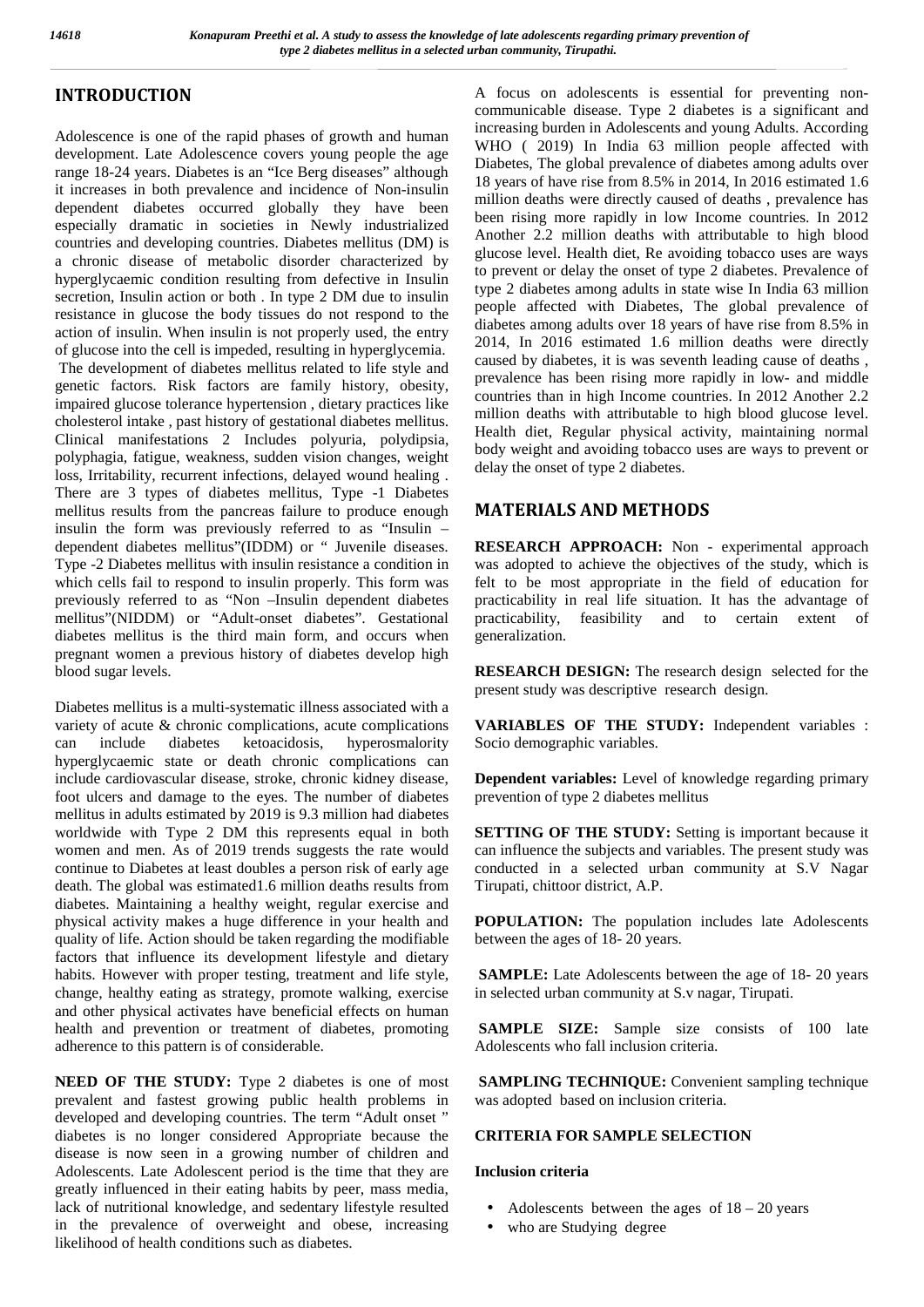## INTRODUCTION

Adolescence is one of the rapid phases of growth and human development. Late Adolescence covers young people the age range 18-24 years. Diabetes is an "Ice Berg diseases" although it increases in both prevalence and incidence of Non-insulin dependent diabetes occurred globally they have been especially dramatic in societies in Newly industrialized countries and developing countries. Diabetes mellitus (DM) is a chronic disease of metabolic disorder characterized by hyperglycaemic condition resulting from defective in Insulin secretion, Insulin action or both . In type 2 DM due to insulin resistance in glucose the body tissues do not respond to the action of insulin. When insulin is not properly used, the entry of glucose into the cell is impeded, resulting in hyperglycemia. The development of diabetes mellitus related to life style and genetic factors. Risk factors are family history, obesity, impaired glucose tolerance hypertension , dietary practices like cholesterol intake , past history of gestational diabetes mellitus. Clinical manifestations 2 Includes polyuria, polydipsia, polyphagia, fatigue, weakness, sudden vision changes, weight loss, Irritability, recurrent infections, delayed wound healing . There are 3 types of diabetes mellitus, Type -1 Diabetes mellitus results from the pancreas failure to produce enough insulin the form was previously referred to as "Insulin – dependent diabetes mellitus"(IDDM) or " Juvenile diseases. Type -2 Diabetes mellitus with insulin resistance a condition in which cells fail to respond to insulin properly. This form was previously referred to as "Non –Insulin dependent diabetes mellitus"(NIDDM) or "Adult-onset diabetes". Gestational diabetes mellitus is the third main form, and occurs when pregnant women a previous history of diabetes develop high blood sugar levels.

Diabetes mellitus is a multi-systematic illness associated with a variety of acute & chronic complications, acute complications can include diabetes ketoacidosis, hyperosmalority hyperglycaemic state or death chronic complications can include cardiovascular disease, stroke, chronic kidney disease, foot ulcers and damage to the eyes. The number of diabetes mellitus in adults estimated by 2019 is 9.3 million had diabetes worldwide with Type 2 DM this represents equal in both women and men. As of 2019 trends suggests the rate would continue to Diabetes at least doubles a person risk of early age death. The global was estimated1.6 million deaths results from diabetes. Maintaining a healthy weight, regular exercise and physical activity makes a huge difference in your health and quality of life. Action should be taken regarding the modifiable factors that influence its development lifestyle and dietary habits. However with proper testing, treatment and life style, change, healthy eating as strategy, promote walking, exercise and other physical activates have beneficial effects on human health and prevention or treatment of diabetes, promoting adherence to this pattern is of considerable.

**NEED OF THE STUDY:** Type 2 diabetes is one of most prevalent and fastest growing public health problems in developed and developing countries. The term "Adult onset " diabetes is no longer considered Appropriate because the disease is now seen in a growing number of children and Adolescents. Late Adolescent period is the time that they are greatly influenced in their eating habits by peer, mass media, lack of nutritional knowledge, and sedentary lifestyle resulted in the prevalence of overweight and obese, increasing likelihood of health conditions such as diabetes.

A focus on adolescents is essential for preventing non-communicable disease. Type 2 diabetes is a significant and increasing burden in Adolescents and young Adults. According WHO ( 2019) In India 63 million people affected with Diabetes, The global prevalence of diabetes among adults over 18 years of have rise from 8.5% in 2014, In 2016 estimated 1.6 million deaths were directly caused of deaths , prevalence has been rising more rapidly in low Income countries. In 2012 Another 2.2 million deaths with attributable to high blood glucose level. Health diet, Re avoiding tobacco uses are ways to prevent or delay the onset of type 2 diabetes. Prevalence of type 2 diabetes among adults in state wise In India 63 million people affected with Diabetes, The global prevalence of diabetes among adults over 18 years of have rise from 8.5% in 2014, In 2016 estimated 1.6 million deaths were directly caused by diabetes, it is was seventh leading cause of deaths , prevalence has been rising more rapidly in low- and middle countries than in high Income countries. In 2012 Another 2.2 million deaths with attributable to high blood glucose level. Health diet, Regular physical activity, maintaining normal body weight and avoiding tobacco uses are ways to prevent or delay the onset of type 2 diabetes.

## MATERIALS AND METHODS

**RESEARCH APPROACH:** Non - experimental approach was adopted to achieve the objectives of the study, which is felt to be most appropriate in the field of education for practicability in real life situation. It has the advantage of practicability, feasibility and to certain extent of generalization.

**RESEARCH DESIGN:** The research design selected for the present study was descriptive research design.

**VARIABLES OF THE STUDY:** Independent variables : Socio demographic variables.

**Dependent variables:** Level of knowledge regarding primary prevention of type 2 diabetes mellitus

**SETTING OF THE STUDY:** Setting is important because it can influence the subjects and variables. The present study was conducted in a selected urban community at S.V Nagar Tirupati, chittoor district, A.P.

**POPULATION:** The population includes late Adolescents between the ages of 18- 20 years.

**SAMPLE:** Late Adolescents between the age of 18- 20 years in selected urban community at S.v nagar, Tirupati.

**SAMPLE SIZE:** Sample size consists of 100 late Adolescents who fall inclusion criteria.

**SAMPLING TECHNIQUE:** Convenient sampling technique was adopted based on inclusion criteria.

**CRITERIA FOR SAMPLE SELECTION**

**Inclusion criteria**

- Adolescents between the ages of 18 – 20 years
- who are Studying degree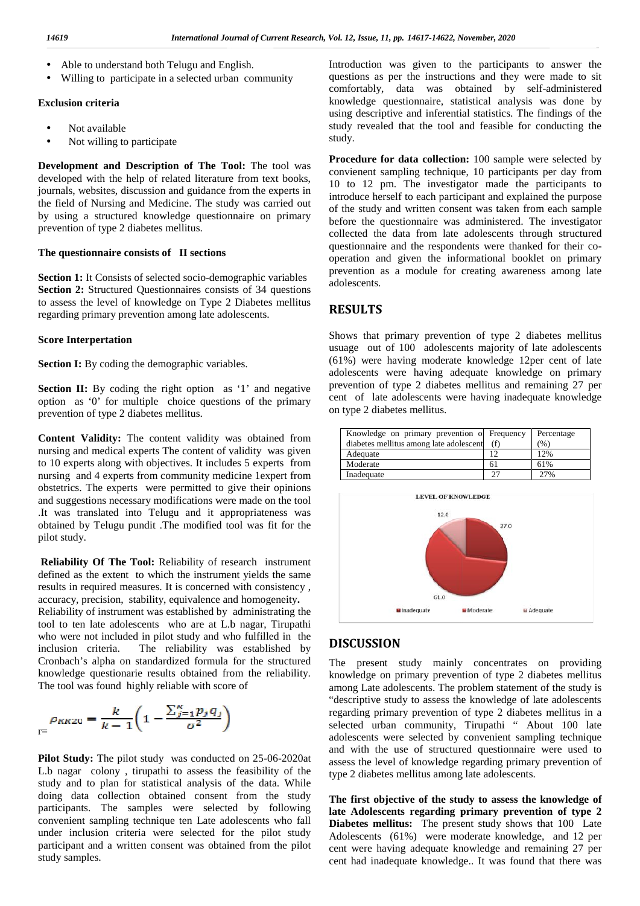- Able to understand both Telugu and English.
- Willing to participate in a selected urban community

**Exclusion criteria**

- Not available
- Not willing to participate

**Development and Description of The Tool:** The tool was developed with the help of related literature from text books, journals, websites, discussion and guidance from the experts in the field of Nursing and Medicine. The study was carried out by using a structured knowledge questionnaire on primary prevention of type 2 diabetes mellitus.

**The questionnaire consists of II sections**

**Section 1:** It Consists of selected socio-demographic variables
**Section 2:** Structured Questionnaires consists of 34 questions to assess the level of knowledge on Type 2 Diabetes mellitus regarding primary prevention among late adolescents.

**Score Interpertation**

**Section I:** By coding the demographic variables.

**Section II:** By coding the right option as '1' and negative option as '0' for multiple choice questions of the primary prevention of type 2 diabetes mellitus.

**Content Validity:** The content validity was obtained from nursing and medical experts The content of validity was given to 10 experts along with objectives. It includes 5 experts from nursing and 4 experts from community medicine 1expert from obstetrics. The experts were permitted to give their opinions and suggestions necessary modifications were made on the tool .It was translated into Telugu and it appropriateness was obtained by Telugu pundit .The modified tool was fit for the pilot study.

**Reliability Of The Tool:** Reliability of research instrument defined as the extent to which the instrument yields the same results in required measures. It is concerned with consistency , accuracy, precision, stability, equivalence and homogeneity.
Reliability of instrument was established by administrating the tool to ten late adolescents who are at L.b nagar, Tirupathi who were not included in pilot study and who fulfilled in the inclusion criteria. The reliability was established by Cronbach's alpha on standardized formula for the structured knowledge questionarie results obtained from the reliability. The tool was found highly reliable with score of

$$r = \rho_{KR20} = \frac{k}{k-1}\left(1 - \frac{\sum_{j=1}^{K} p_j q_j}{\sigma^2}\right)$$

**Pilot Study:** The pilot study was conducted on 25-06-2020at L.b nagar colony , tirupathi to assess the feasibility of the study and to plan for statistical analysis of the data. While doing data collection obtained consent from the study participants. The samples were selected by following convenient sampling technique ten Late adolescents who fall under inclusion criteria were selected for the pilot study participant and a written consent was obtained from the pilot study samples.

Introduction was given to the participants to answer the questions as per the instructions and they were made to sit comfortably, data was obtained by self-administered knowledge questionnaire, statistical analysis was done by using descriptive and inferential statistics. The findings of the study revealed that the tool and feasible for conducting the study.

**Procedure for data collection:** 100 sample were selected by convienent sampling technique, 10 participants per day from 10 to 12 pm. The investigator made the participants to introduce herself to each participant and explained the purpose of the study and written consent was taken from each sample before the questionnaire was administered. The investigator collected the data from late adolescents through structured questionnaire and the respondents were thanked for their co-operation and given the informational booklet on primary prevention as a module for creating awareness among late adolescents.

## RESULTS

Shows that primary prevention of type 2 diabetes mellitus usuage out of 100 adolescents majority of late adolescents (61%) were having moderate knowledge 12per cent of late adolescents were having adequate knowledge on primary prevention of type 2 diabetes mellitus and remaining 27 per cent of late adolescents were having inadequate knowledge on type 2 diabetes mellitus.

| Knowledge on primary prevention of diabetes mellitus among late adolescent | Frequency (f) | Percentage (%) |
|---|---|---|
| Adequate | 12 | 12% |
| Moderate | 61 | 61% |
| Inadequate | 27 | 27% |

## DISCUSSION

The present study mainly concentrates on providing knowledge on primary prevention of type 2 diabetes mellitus among Late adolescents. The problem statement of the study is "descriptive study to assess the knowledge of late adolescents regarding primary prevention of type 2 diabetes mellitus in a selected urban community, Tirupathi " About 100 late adolescents were selected by convenient sampling technique and with the use of structured questionnaire were used to assess the level of knowledge regarding primary prevention of type 2 diabetes mellitus among late adolescents.

**The first objective of the study to assess the knowledge of late Adolescents regarding primary prevention of type 2 Diabetes mellitus:** The present study shows that 100 Late Adolescents (61%) were moderate knowledge, and 12 per cent were having adequate knowledge and remaining 27 per cent had inadequate knowledge.. It was found that there was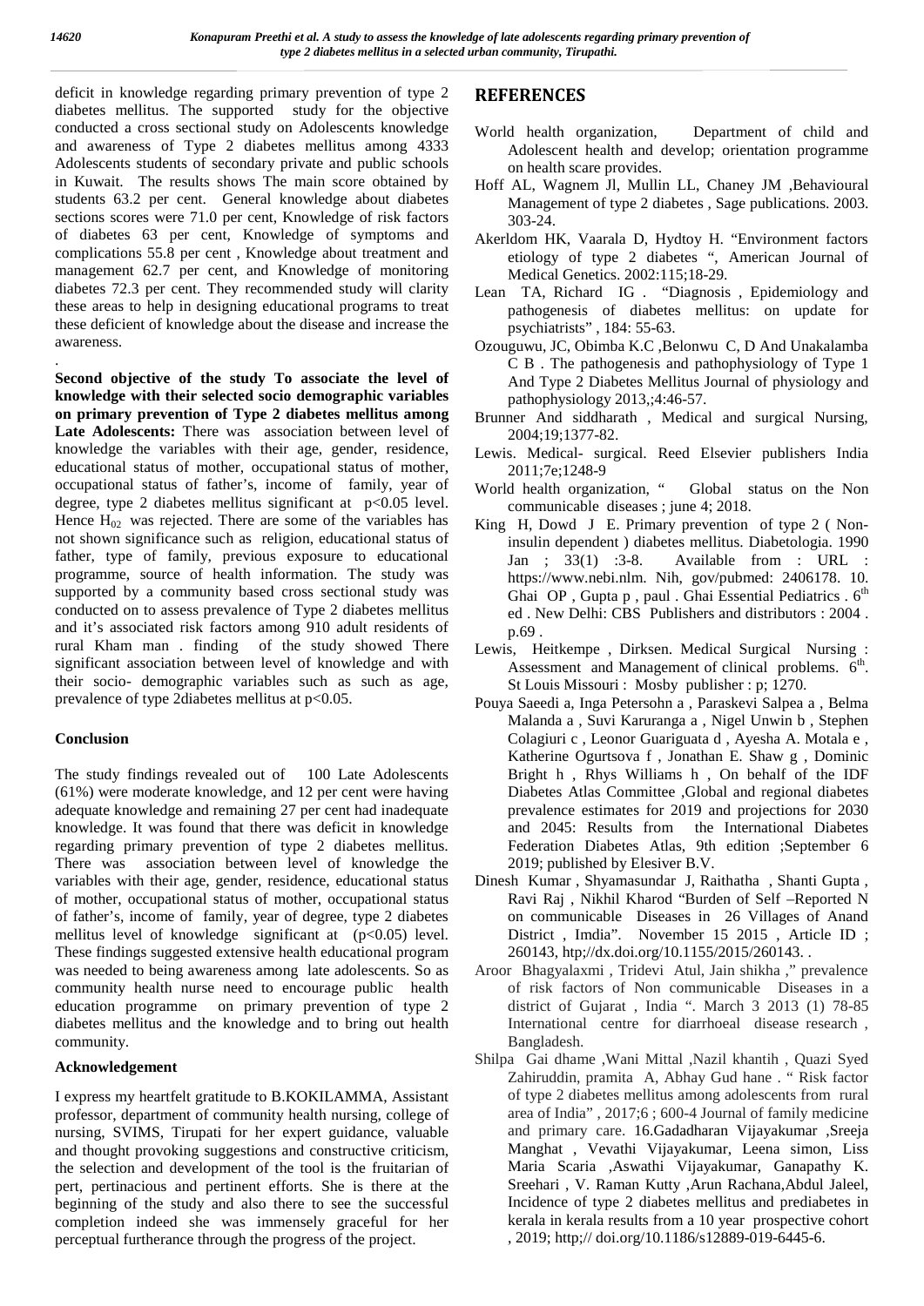deficit in knowledge regarding primary prevention of type 2 diabetes mellitus. The supported study for the objective conducted a cross sectional study on Adolescents knowledge and awareness of Type 2 diabetes mellitus among 4333 Adolescents students of secondary private and public schools in Kuwait. The results shows The main score obtained by students 63.2 per cent. General knowledge about diabetes sections scores were 71.0 per cent, Knowledge of risk factors of diabetes 63 per cent, Knowledge of symptoms and complications 55.8 per cent , Knowledge about treatment and management 62.7 per cent, and Knowledge of monitoring diabetes 72.3 per cent. They recommended study will clarity these areas to help in designing educational programs to treat these deficient of knowledge about the disease and increase the awareness.

.

**Second objective of the study To associate the level of knowledge with their selected socio demographic variables on primary prevention of Type 2 diabetes mellitus among Late Adolescents:** There was association between level of knowledge the variables with their age, gender, residence, educational status of mother, occupational status of mother, occupational status of father's, income of family, year of degree, type 2 diabetes mellitus significant at $p<0.05$ level. Hence $H_{02}$ was rejected. There are some of the variables has not shown significance such as religion, educational status of father, type of family, previous exposure to educational programme, source of health information. The study was supported by a community based cross sectional study was conducted on to assess prevalence of Type 2 diabetes mellitus and it's associated risk factors among 910 adult residents of rural Kham man . finding of the study showed There significant association between level of knowledge and with their socio- demographic variables such as such as age, prevalence of type 2diabetes mellitus at $p<0.05$.

## Conclusion

The study findings revealed out of 100 Late Adolescents (61%) were moderate knowledge, and 12 per cent were having adequate knowledge and remaining 27 per cent had inadequate knowledge. It was found that there was deficit in knowledge regarding primary prevention of type 2 diabetes mellitus. There was association between level of knowledge the variables with their age, gender, residence, educational status of mother, occupational status of mother, occupational status of father's, income of family, year of degree, type 2 diabetes mellitus level of knowledge significant at ($p<0.05$) level. These findings suggested extensive health educational program was needed to being awareness among late adolescents. So as community health nurse need to encourage public health education programme on primary prevention of type 2 diabetes mellitus and the knowledge and to bring out health community.

## Acknowledgement

I express my heartfelt gratitude to B.KOKILAMMA, Assistant professor, department of community health nursing, college of nursing, SVIMS, Tirupati for her expert guidance, valuable and thought provoking suggestions and constructive criticism, the selection and development of the tool is the fruitarian of pert, pertinacious and pertinent efforts. She is there at the beginning of the study and also there to see the successful completion indeed she was immensely graceful for her perceptual furtherance through the progress of the project.

## REFERENCES

World health organization, Department of child and Adolescent health and develop; orientation programme on health scare provides.

Hoff AL, Wagnem Jl, Mullin LL, Chaney JM ,Behavioural Management of type 2 diabetes , Sage publications. 2003. 303-24.

Akerldom HK, Vaarala D, Hydtoy H. "Environment factors etiology of type 2 diabetes ", American Journal of Medical Genetics. 2002:115;18-29.

Lean TA, Richard IG . "Diagnosis , Epidemiology and pathogenesis of diabetes mellitus: on update for psychiatrists" , 184: 55-63.

Ozouguwu, JC, Obimba K.C ,Belonwu C, D And Unakalamba C B . The pathogenesis and pathophysiology of Type 1 And Type 2 Diabetes Mellitus Journal of physiology and pathophysiology 2013,;4:46-57.

Brunner And siddharath , Medical and surgical Nursing, 2004;19;1377-82.

Lewis. Medical- surgical. Reed Elsevier publishers India 2011;7e;1248-9

World health organization, " Global status on the Non communicable diseases ; june 4; 2018.

King H, Dowd J E. Primary prevention of type 2 ( Non-insulin dependent ) diabetes mellitus. Diabetologia. 1990 Jan ; 33(1) :3-8. Available from : URL : https://www.nebi.nlm. Nih, gov/pubmed: 2406178. 10. Ghai OP , Gupta p , paul . Ghai Essential Pediatrics . 6th ed . New Dehli: CBS Publishers and distributors : 2004 . p.69 .

Lewis, Heitkempe , Dirksen. Medical Surgical Nursing : Assessment and Management of clinical problems. 6th. St Louis Missouri : Mosby publisher : p; 1270.

Pouya Saeedi a, Inga Petersohn a , Paraskevi Salpea a , Belma Malanda a , Suvi Karuranga a , Nigel Unwin b , Stephen Colagiuri c , Leonor Guariguata d , Ayesha A. Motala e , Katherine Ogurtsova f , Jonathan E. Shaw g , Dominic Bright h , Rhys Williams h , On behalf of the IDF Diabetes Atlas Committee ,Global and regional diabetes prevalence estimates for 2019 and projections for 2030 and 2045: Results from the International Diabetes Federation Diabetes Atlas, 9th edition ;September 6 2019; published by Elesiver B.V.

Dinesh Kumar , Shyamasundar J, Raithatha , Shanti Gupta , Ravi Raj , Nikhil Kharod "Burden of Self –Reported N on communicable Diseases in 26 Villages of Anand District , Imdia". November 15 2015 , Article ID ; 260143, htp;//dx.doi.org/10.1155/2015/260143. .

Aroor Bhagyalaxmi , Tridevi Atul, Jain shikha ," prevalence of risk factors of Non communicable Diseases in a district of Gujarat , India ". March 3 2013 (1) 78-85 International centre for diarrhoeal disease research , Bangladesh.

Shilpa Gai dhame ,Wani Mittal ,Nazil khantih , Quazi Syed Zahiruddin, pramita A, Abhay Gud hane . " Risk factor of type 2 diabetes mellitus among adolescents from rural area of India" , 2017;6 ; 600-4 Journal of family medicine and primary care. 16.Gadadharan Vijayakumar ,Sreeja Manghat , Vevathi Vijayakumar, Leena simon, Liss Maria Scaria ,Aswathi Vijayakumar, Ganapathy K. Sreehari , V. Raman Kutty ,Arun Rachana,Abdul Jaleel, Incidence of type 2 diabetes mellitus and prediabetes in kerala in kerala results from a 10 year prospective cohort , 2019; http;// doi.org/10.1186/s12889-019-6445-6.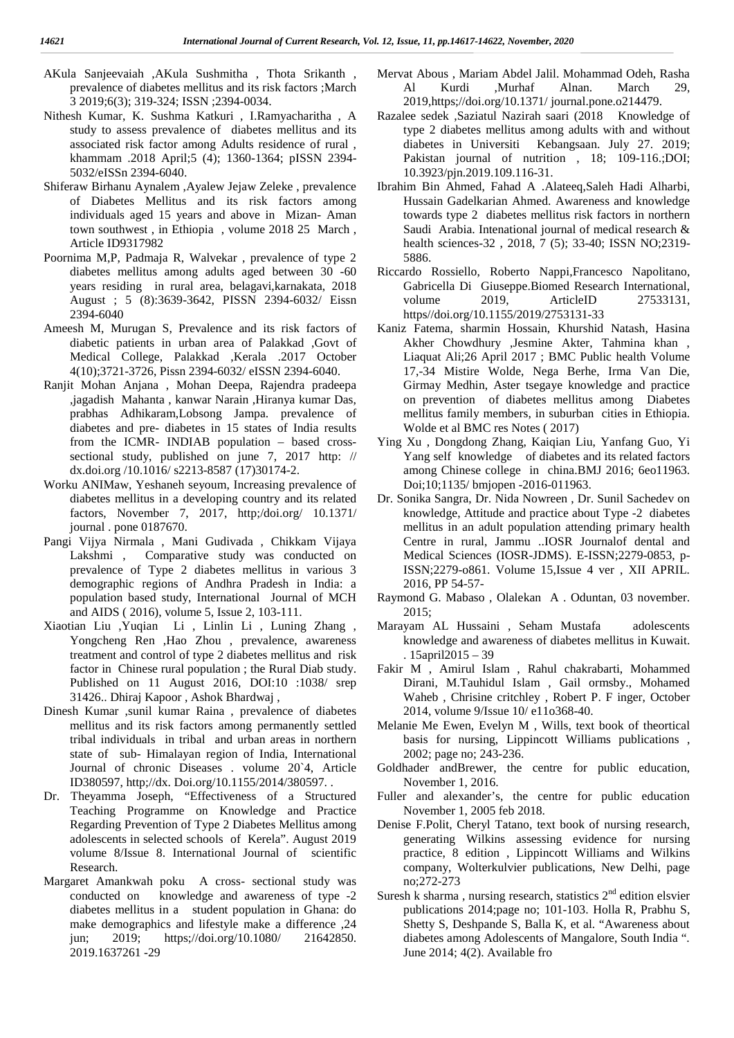AKula Sanjeevaiah ,AKula Sushmitha , Thota Srikanth , prevalence of diabetes mellitus and its risk factors ;March 3 2019;6(3); 319-324; ISSN ;2394-0034.

Nithesh Kumar, K. Sushma Katkuri , I.Ramyacharitha , A study to assess prevalence of diabetes mellitus and its associated risk factor among Adults residence of rural , khammam .2018 April;5 (4); 1360-1364; pISSN 2394-5032/eISSn 2394-6040.

Shiferaw Birhanu Aynalem ,Ayalew Jejaw Zeleke , prevalence of Diabetes Mellitus and its risk factors among individuals aged 15 years and above in Mizan- Aman town southwest , in Ethiopia , volume 2018 25 March , Article ID9317982

Poornima M,P, Padmaja R, Walvekar , prevalence of type 2 diabetes mellitus among adults aged between 30 -60 years residing in rural area, belagavi,karnakata, 2018 August ; 5 (8):3639-3642, PISSN 2394-6032/ Eissn 2394-6040

Ameesh M, Murugan S, Prevalence and its risk factors of diabetic patients in urban area of Palakkad ,Govt of Medical College, Palakkad ,Kerala .2017 October 4(10);3721-3726, Pissn 2394-6032/ eISSN 2394-6040.

Ranjit Mohan Anjana , Mohan Deepa, Rajendra pradeepa ,jagadish Mahanta , kanwar Narain ,Hiranya kumar Das, prabhas Adhikaram,Lobsong Jampa. prevalence of diabetes and pre- diabetes in 15 states of India results from the ICMR- INDIAB population – based cross-sectional study, published on june 7, 2017 http: // dx.doi.org /10.1016/ s2213-8587 (17)30174-2.

Worku ANIMaw, Yeshaneh seyoum, Increasing prevalence of diabetes mellitus in a developing country and its related factors, November 7, 2017, http;/doi.org/ 10.1371/ journal . pone 0187670.

Pangi Vijya Nirmala , Mani Gudivada , Chikkam Vijaya Lakshmi , Comparative study was conducted on prevalence of Type 2 diabetes mellitus in various 3 demographic regions of Andhra Pradesh in India: a population based study, International Journal of MCH and AIDS ( 2016), volume 5, Issue 2, 103-111.

Xiaotian Liu ,Yuqian Li , Linlin Li , Luning Zhang , Yongcheng Ren ,Hao Zhou , prevalence, awareness treatment and control of type 2 diabetes mellitus and risk factor in Chinese rural population ; the Rural Diab study. Published on 11 August 2016, DOI:10 :1038/ srep 31426.. Dhiraj Kapoor , Ashok Bhardwaj ,

Dinesh Kumar ,sunil kumar Raina , prevalence of diabetes mellitus and its risk factors among permanently settled tribal individuals in tribal and urban areas in northern state of sub- Himalayan region of India, International Journal of chronic Diseases . volume 20`4, Article ID380597, http;//dx. Doi.org/10.1155/2014/380597. .

Dr. Theyamma Joseph, "Effectiveness of a Structured Teaching Programme on Knowledge and Practice Regarding Prevention of Type 2 Diabetes Mellitus among adolescents in selected schools of Kerela". August 2019 volume 8/Issue 8. International Journal of scientific Research.

Margaret Amankwah poku A cross- sectional study was conducted on knowledge and awareness of type -2 diabetes mellitus in a student population in Ghana: do make demographics and lifestyle make a difference ,24 jun; 2019; https;//doi.org/10.1080/ 21642850. 2019.1637261 -29

Mervat Abous , Mariam Abdel Jalil. Mohammad Odeh, Rasha Al Kurdi ,Murhaf Alnan. March 29, 2019,https;//doi.org/10.1371/ journal.pone.o214479.

Razalee sedek ,Saziatul Nazirah saari (2018 Knowledge of type 2 diabetes mellitus among adults with and without diabetes in Universiti Kebangsaan. July 27. 2019; Pakistan journal of nutrition , 18; 109-116.;DOI; 10.3923/pjn.2019.109.116-31.

Ibrahim Bin Ahmed, Fahad A .Alateeq,Saleh Hadi Alharbi, Hussain Gadelkarian Ahmed. Awareness and knowledge towards type 2 diabetes mellitus risk factors in northern Saudi Arabia. Intenational journal of medical research & health sciences-32 , 2018, 7 (5); 33-40; ISSN NO;2319-5886.

Riccardo Rossiello, Roberto Nappi,Francesco Napolitano, Gabricella Di Giuseppe.Biomed Research International, volume 2019, ArticleID 27533131, https//doi.org/10.1155/2019/2753131-33

Kaniz Fatema, sharmin Hossain, Khurshid Natash, Hasina Akher Chowdhury ,Jesmine Akter, Tahmina khan , Liaquat Ali;26 April 2017 ; BMC Public health Volume 17,-34 Mistire Wolde, Nega Berhe, Irma Van Die, Girmay Medhin, Aster tsegaye knowledge and practice on prevention of diabetes mellitus among Diabetes mellitus family members, in suburban cities in Ethiopia. Wolde et al BMC res Notes ( 2017)

Ying Xu , Dongdong Zhang, Kaiqian Liu, Yanfang Guo, Yi Yang self knowledge of diabetes and its related factors among Chinese college in china.BMJ 2016; 6eo11963. Doi;10;1135/ bmjopen -2016-011963.

Dr. Sonika Sangra, Dr. Nida Nowreen , Dr. Sunil Sachedev on knowledge, Attitude and practice about Type -2 diabetes mellitus in an adult population attending primary health Centre in rural, Jammu ..IOSR Journalof dental and Medical Sciences (IOSR-JDMS). E-ISSN;2279-0853, p-ISSN;2279-o861. Volume 15,Issue 4 ver , XII APRIL. 2016, PP 54-57-

Raymond G. Mabaso , Olalekan A . Oduntan, 03 november. 2015;

Marayam AL Hussaini , Seham Mustafa adolescents knowledge and awareness of diabetes mellitus in Kuwait. . 15april2015 – 39

Fakir M , Amirul Islam , Rahul chakrabarti, Mohammed Dirani, M.Tauhidul Islam , Gail ormsby., Mohamed Waheb , Chrisine critchley , Robert P. F inger, October 2014, volume 9/Issue 10/ e11o368-40.

Melanie Me Ewen, Evelyn M , Wills, text book of theortical basis for nursing, Lippincott Williams publications , 2002; page no; 243-236.

Goldhader andBrewer, the centre for public education, November 1, 2016.

Fuller and alexander's, the centre for public education November 1, 2005 feb 2018.

Denise F.Polit, Cheryl Tatano, text book of nursing research, generating Wilkins assessing evidence for nursing practice, 8 edition , Lippincott Williams and Wilkins company, Wolterkulvier publications, New Delhi, page no;272-273

Suresh k sharma , nursing research, statistics 2nd edition elsvier publications 2014;page no; 101-103. Holla R, Prabhu S, Shetty S, Deshpande S, Balla K, et al. "Awareness about diabetes among Adolescents of Mangalore, South India ". June 2014; 4(2). Available fro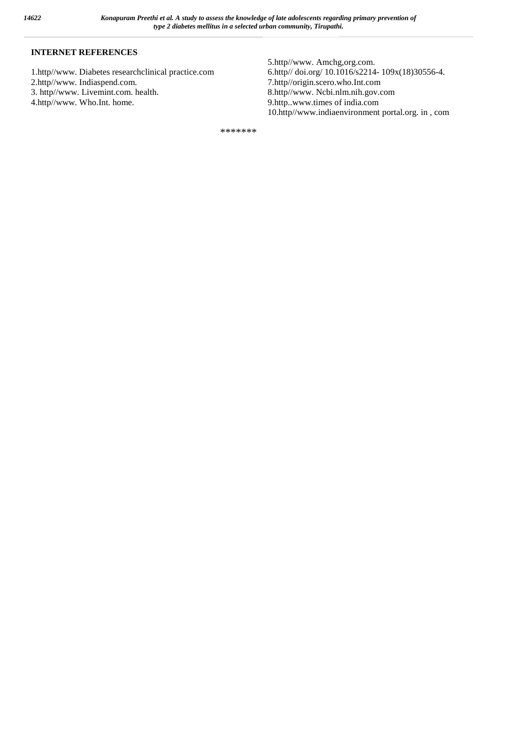**INTERNET REFERENCES**

1.http//www. Diabetes researchclinical practice.com
2.http//www. Indiaspend.com.
3. http//www. Livemint.com. health.
4.http//www. Who.Int. home.
5.http//www. Amchg,org.com.
6.http// doi.org/ 10.1016/s2214- 109x(18)30556-4.
7.http//origin.scero.who.Int.com
8.http//www. Ncbi.nlm.nih.gov.com
9.http..www.times of india.com
10.http//www.indiaenvironment portal.org. in , com

*******